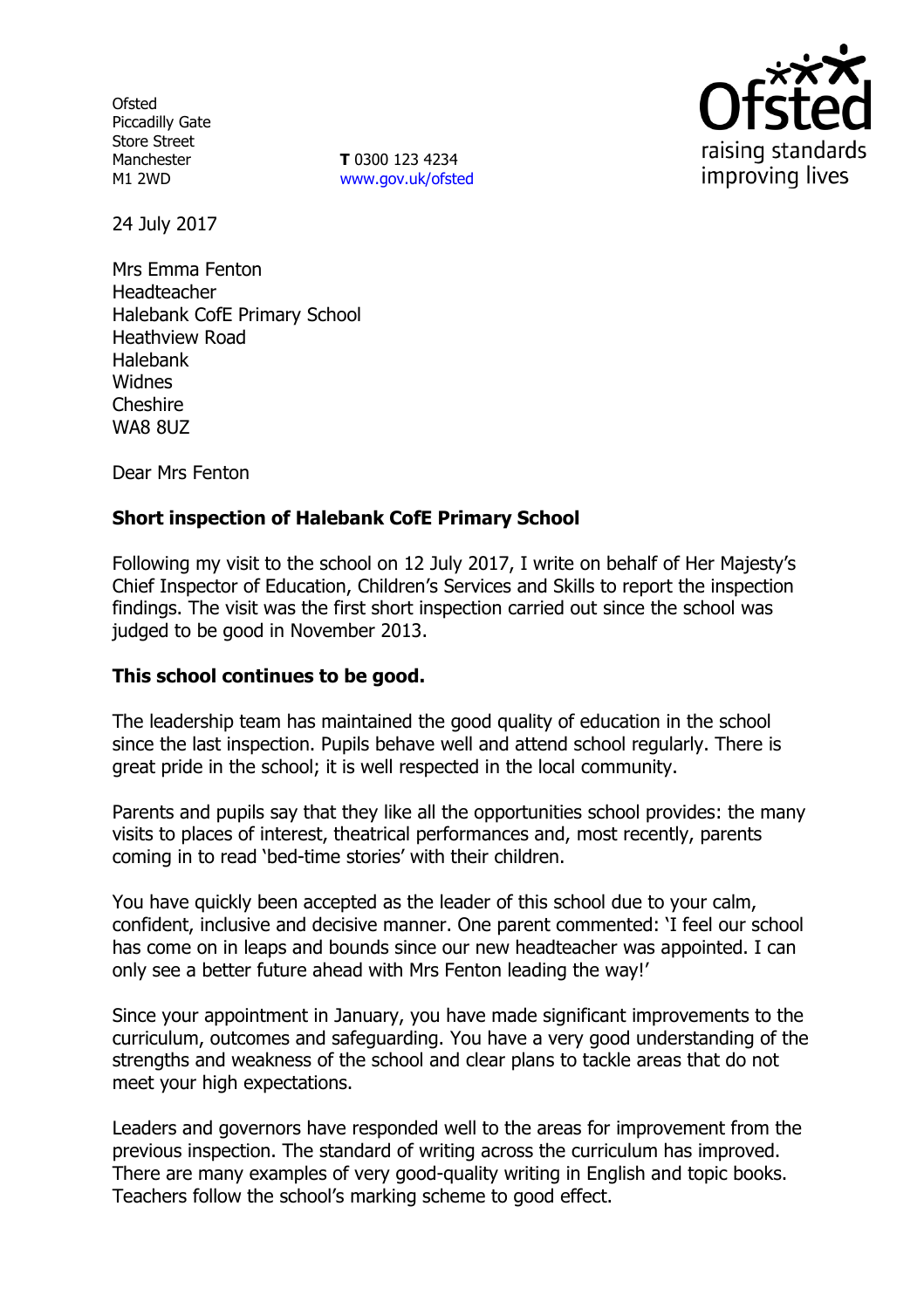Ofsted
Piccadilly Gate
Store Street
Manchester
M1 2WD

**T** 0300 123 4234
www.gov.uk/ofsted

24 July 2017

Mrs Emma Fenton
Headteacher
Halebank CofE Primary School
Heathview Road
Halebank
Widnes
Cheshire
WA8 8UZ

Dear Mrs Fenton

**Short inspection of Halebank CofE Primary School**

Following my visit to the school on 12 July 2017, I write on behalf of Her Majesty's Chief Inspector of Education, Children's Services and Skills to report the inspection findings. The visit was the first short inspection carried out since the school was judged to be good in November 2013.

**This school continues to be good.**

The leadership team has maintained the good quality of education in the school since the last inspection. Pupils behave well and attend school regularly. There is great pride in the school; it is well respected in the local community.

Parents and pupils say that they like all the opportunities school provides: the many visits to places of interest, theatrical performances and, most recently, parents coming in to read 'bed-time stories' with their children.

You have quickly been accepted as the leader of this school due to your calm, confident, inclusive and decisive manner. One parent commented: 'I feel our school has come on in leaps and bounds since our new headteacher was appointed. I can only see a better future ahead with Mrs Fenton leading the way!'

Since your appointment in January, you have made significant improvements to the curriculum, outcomes and safeguarding. You have a very good understanding of the strengths and weakness of the school and clear plans to tackle areas that do not meet your high expectations.

Leaders and governors have responded well to the areas for improvement from the previous inspection. The standard of writing across the curriculum has improved. There are many examples of very good-quality writing in English and topic books. Teachers follow the school's marking scheme to good effect.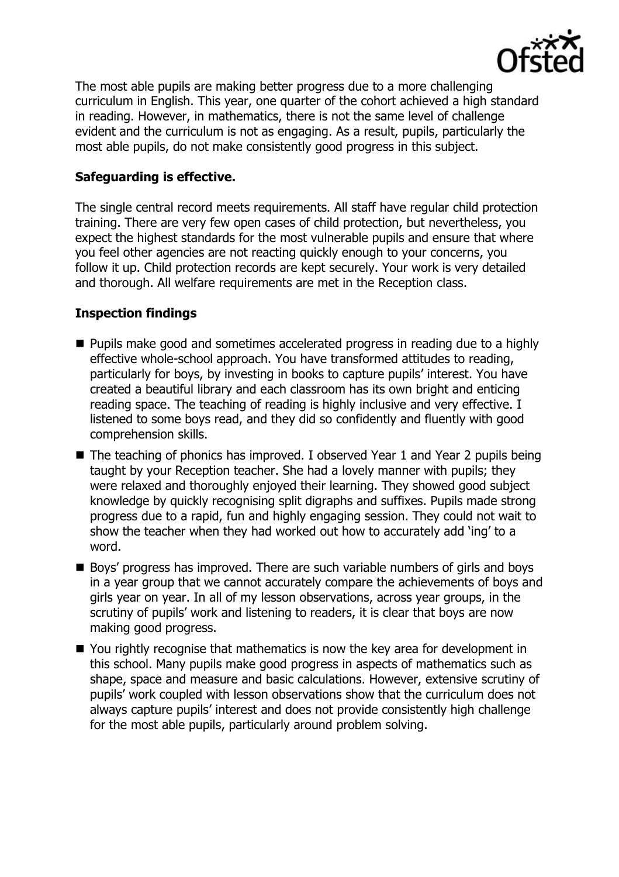The most able pupils are making better progress due to a more challenging curriculum in English. This year, one quarter of the cohort achieved a high standard in reading. However, in mathematics, there is not the same level of challenge evident and the curriculum is not as engaging. As a result, pupils, particularly the most able pupils, do not make consistently good progress in this subject.

**Safeguarding is effective.**

The single central record meets requirements. All staff have regular child protection training. There are very few open cases of child protection, but nevertheless, you expect the highest standards for the most vulnerable pupils and ensure that where you feel other agencies are not reacting quickly enough to your concerns, you follow it up. Child protection records are kept securely. Your work is very detailed and thorough. All welfare requirements are met in the Reception class.

**Inspection findings**

- Pupils make good and sometimes accelerated progress in reading due to a highly effective whole-school approach. You have transformed attitudes to reading, particularly for boys, by investing in books to capture pupils' interest. You have created a beautiful library and each classroom has its own bright and enticing reading space. The teaching of reading is highly inclusive and very effective. I listened to some boys read, and they did so confidently and fluently with good comprehension skills.
- The teaching of phonics has improved. I observed Year 1 and Year 2 pupils being taught by your Reception teacher. She had a lovely manner with pupils; they were relaxed and thoroughly enjoyed their learning. They showed good subject knowledge by quickly recognising split digraphs and suffixes. Pupils made strong progress due to a rapid, fun and highly engaging session. They could not wait to show the teacher when they had worked out how to accurately add 'ing' to a word.
- Boys' progress has improved. There are such variable numbers of girls and boys in a year group that we cannot accurately compare the achievements of boys and girls year on year. In all of my lesson observations, across year groups, in the scrutiny of pupils' work and listening to readers, it is clear that boys are now making good progress.
- You rightly recognise that mathematics is now the key area for development in this school. Many pupils make good progress in aspects of mathematics such as shape, space and measure and basic calculations. However, extensive scrutiny of pupils' work coupled with lesson observations show that the curriculum does not always capture pupils' interest and does not provide consistently high challenge for the most able pupils, particularly around problem solving.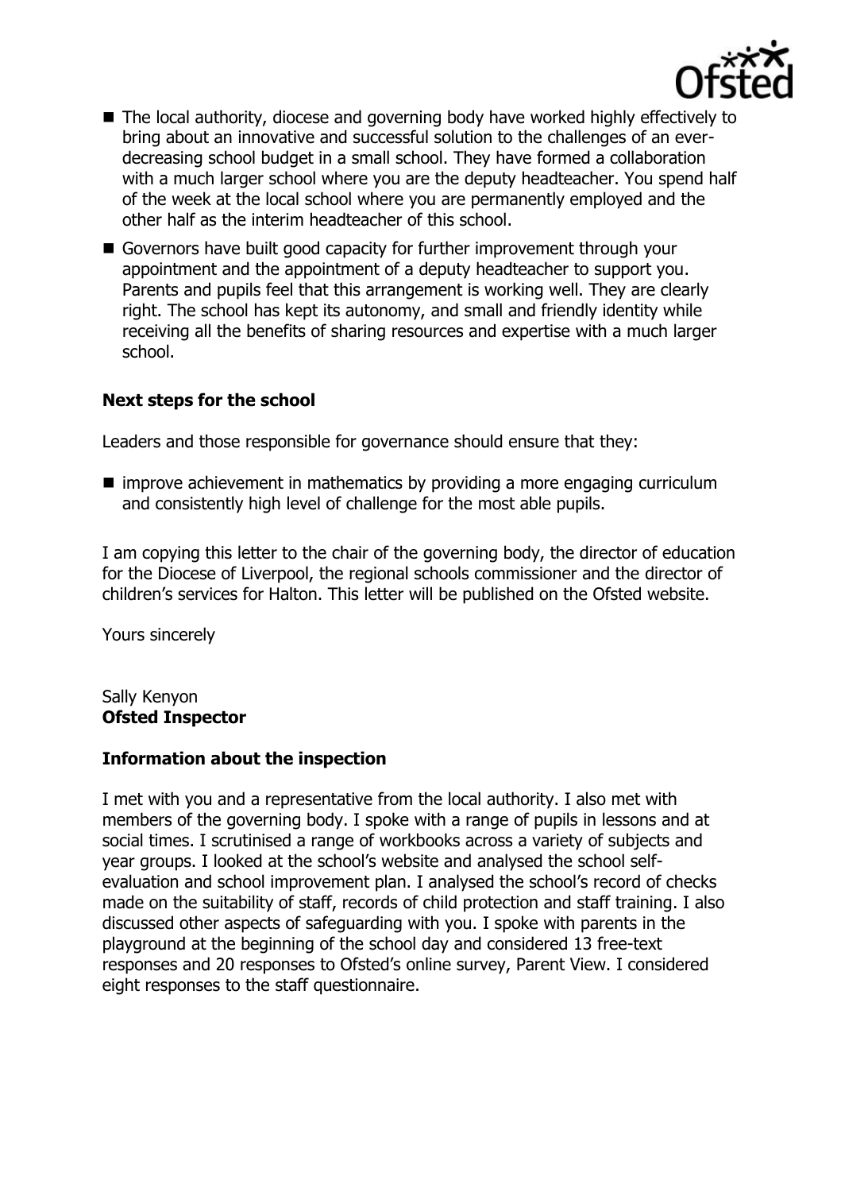- The local authority, diocese and governing body have worked highly effectively to bring about an innovative and successful solution to the challenges of an ever-decreasing school budget in a small school. They have formed a collaboration with a much larger school where you are the deputy headteacher. You spend half of the week at the local school where you are permanently employed and the other half as the interim headteacher of this school.
- Governors have built good capacity for further improvement through your appointment and the appointment of a deputy headteacher to support you. Parents and pupils feel that this arrangement is working well. They are clearly right. The school has kept its autonomy, and small and friendly identity while receiving all the benefits of sharing resources and expertise with a much larger school.

### Next steps for the school

Leaders and those responsible for governance should ensure that they:

- improve achievement in mathematics by providing a more engaging curriculum and consistently high level of challenge for the most able pupils.

I am copying this letter to the chair of the governing body, the director of education for the Diocese of Liverpool, the regional schools commissioner and the director of children's services for Halton. This letter will be published on the Ofsted website.

Yours sincerely

Sally Kenyon
**Ofsted Inspector**

### Information about the inspection

I met with you and a representative from the local authority. I also met with members of the governing body. I spoke with a range of pupils in lessons and at social times. I scrutinised a range of workbooks across a variety of subjects and year groups. I looked at the school's website and analysed the school self-evaluation and school improvement plan. I analysed the school's record of checks made on the suitability of staff, records of child protection and staff training. I also discussed other aspects of safeguarding with you. I spoke with parents in the playground at the beginning of the school day and considered 13 free-text responses and 20 responses to Ofsted's online survey, Parent View. I considered eight responses to the staff questionnaire.